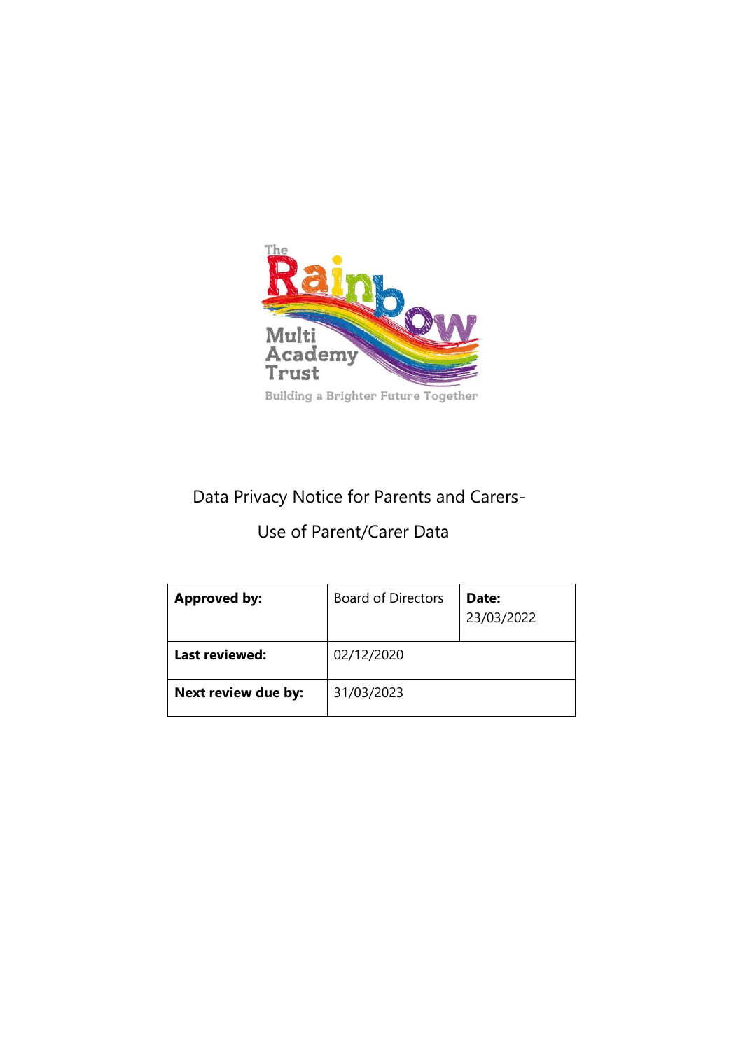The Rainbow Multi Academy Trust

Building a Brighter Future Together

# Data Privacy Notice for Parents and Carers-

# Use of Parent/Carer Data

| **Approved by:** | Board of Directors | **Date:** 23/03/2022 |
|---|---|---|
| **Last reviewed:** | 02/12/2020 | |
| **Next review due by:** | 31/03/2023 | |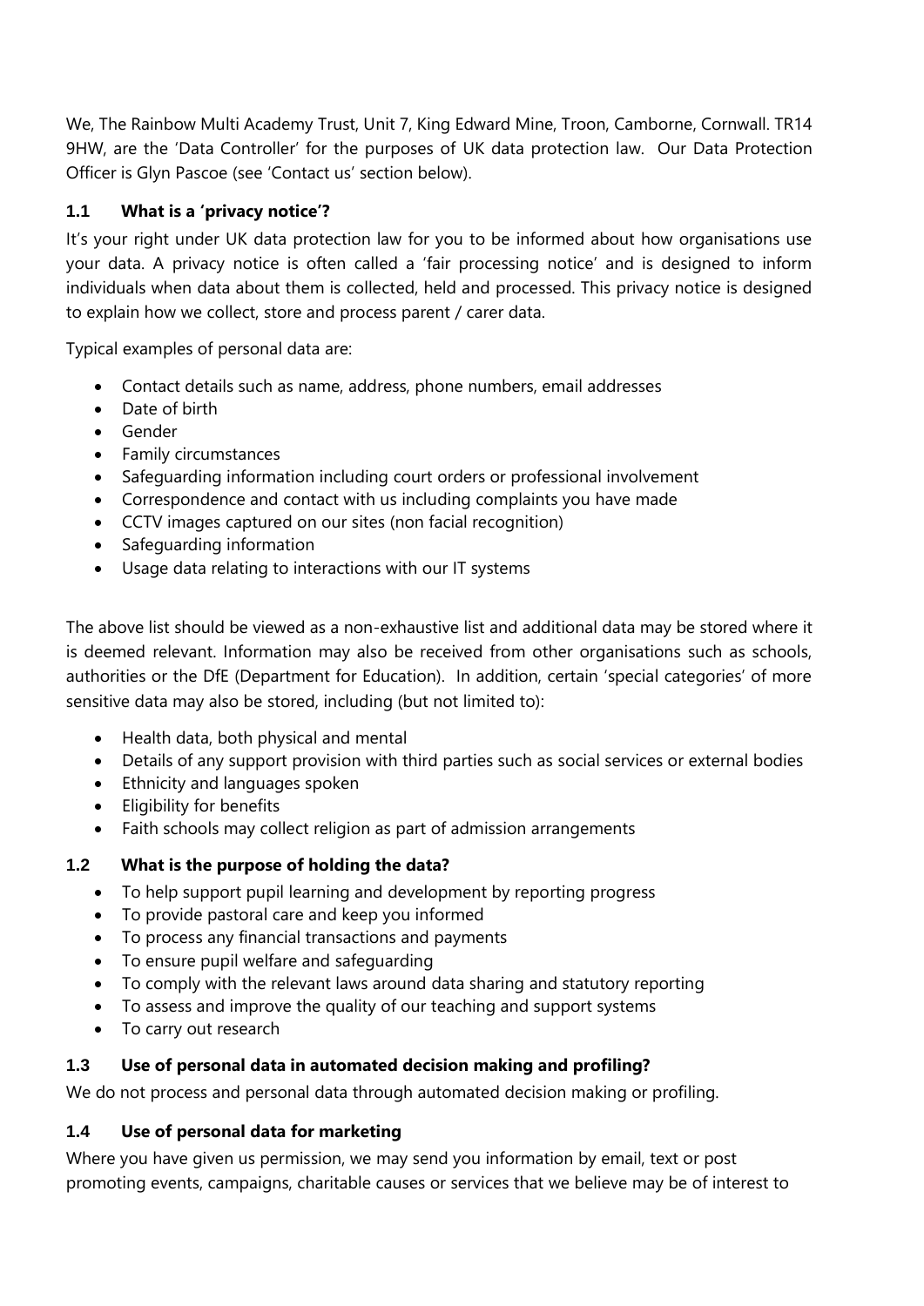We, The Rainbow Multi Academy Trust, Unit 7, King Edward Mine, Troon, Camborne, Cornwall. TR14 9HW, are the 'Data Controller' for the purposes of UK data protection law. Our Data Protection Officer is Glyn Pascoe (see 'Contact us' section below).

### 1.1 What is a 'privacy notice'?

It's your right under UK data protection law for you to be informed about how organisations use your data. A privacy notice is often called a 'fair processing notice' and is designed to inform individuals when data about them is collected, held and processed. This privacy notice is designed to explain how we collect, store and process parent / carer data.

Typical examples of personal data are:

- Contact details such as name, address, phone numbers, email addresses
- Date of birth
- Gender
- Family circumstances
- Safeguarding information including court orders or professional involvement
- Correspondence and contact with us including complaints you have made
- CCTV images captured on our sites (non facial recognition)
- Safeguarding information
- Usage data relating to interactions with our IT systems

The above list should be viewed as a non-exhaustive list and additional data may be stored where it is deemed relevant. Information may also be received from other organisations such as schools, authorities or the DfE (Department for Education). In addition, certain 'special categories' of more sensitive data may also be stored, including (but not limited to):

- Health data, both physical and mental
- Details of any support provision with third parties such as social services or external bodies
- Ethnicity and languages spoken
- Eligibility for benefits
- Faith schools may collect religion as part of admission arrangements

### 1.2 What is the purpose of holding the data?

- To help support pupil learning and development by reporting progress
- To provide pastoral care and keep you informed
- To process any financial transactions and payments
- To ensure pupil welfare and safeguarding
- To comply with the relevant laws around data sharing and statutory reporting
- To assess and improve the quality of our teaching and support systems
- To carry out research

### 1.3 Use of personal data in automated decision making and profiling?

We do not process and personal data through automated decision making or profiling.

### 1.4 Use of personal data for marketing

Where you have given us permission, we may send you information by email, text or post promoting events, campaigns, charitable causes or services that we believe may be of interest to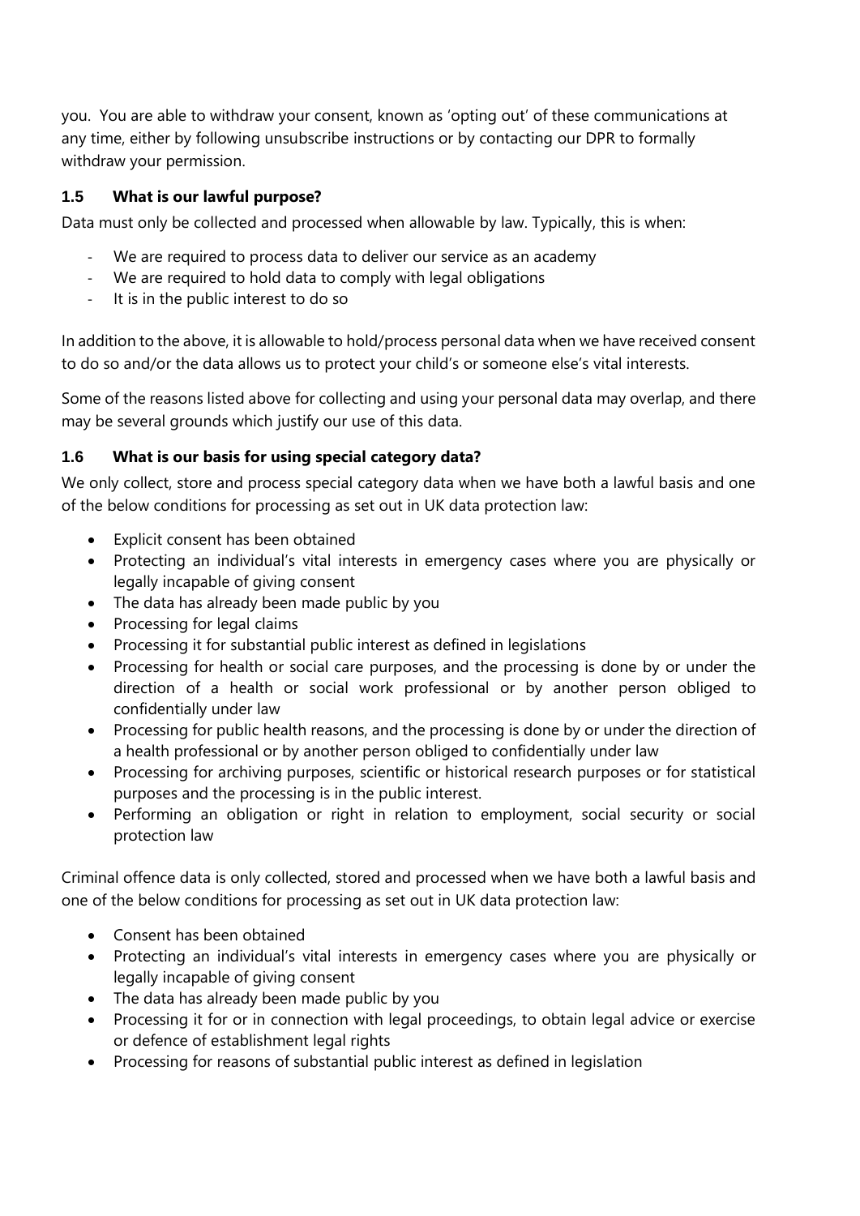you. You are able to withdraw your consent, known as 'opting out' of these communications at any time, either by following unsubscribe instructions or by contacting our DPR to formally withdraw your permission.

### 1.5 What is our lawful purpose?

Data must only be collected and processed when allowable by law. Typically, this is when:

- We are required to process data to deliver our service as an academy
- We are required to hold data to comply with legal obligations
- It is in the public interest to do so

In addition to the above, it is allowable to hold/process personal data when we have received consent to do so and/or the data allows us to protect your child's or someone else's vital interests.

Some of the reasons listed above for collecting and using your personal data may overlap, and there may be several grounds which justify our use of this data.

### 1.6 What is our basis for using special category data?

We only collect, store and process special category data when we have both a lawful basis and one of the below conditions for processing as set out in UK data protection law:

- Explicit consent has been obtained
- Protecting an individual's vital interests in emergency cases where you are physically or legally incapable of giving consent
- The data has already been made public by you
- Processing for legal claims
- Processing it for substantial public interest as defined in legislations
- Processing for health or social care purposes, and the processing is done by or under the direction of a health or social work professional or by another person obliged to confidentially under law
- Processing for public health reasons, and the processing is done by or under the direction of a health professional or by another person obliged to confidentially under law
- Processing for archiving purposes, scientific or historical research purposes or for statistical purposes and the processing is in the public interest.
- Performing an obligation or right in relation to employment, social security or social protection law

Criminal offence data is only collected, stored and processed when we have both a lawful basis and one of the below conditions for processing as set out in UK data protection law:

- Consent has been obtained
- Protecting an individual's vital interests in emergency cases where you are physically or legally incapable of giving consent
- The data has already been made public by you
- Processing it for or in connection with legal proceedings, to obtain legal advice or exercise or defence of establishment legal rights
- Processing for reasons of substantial public interest as defined in legislation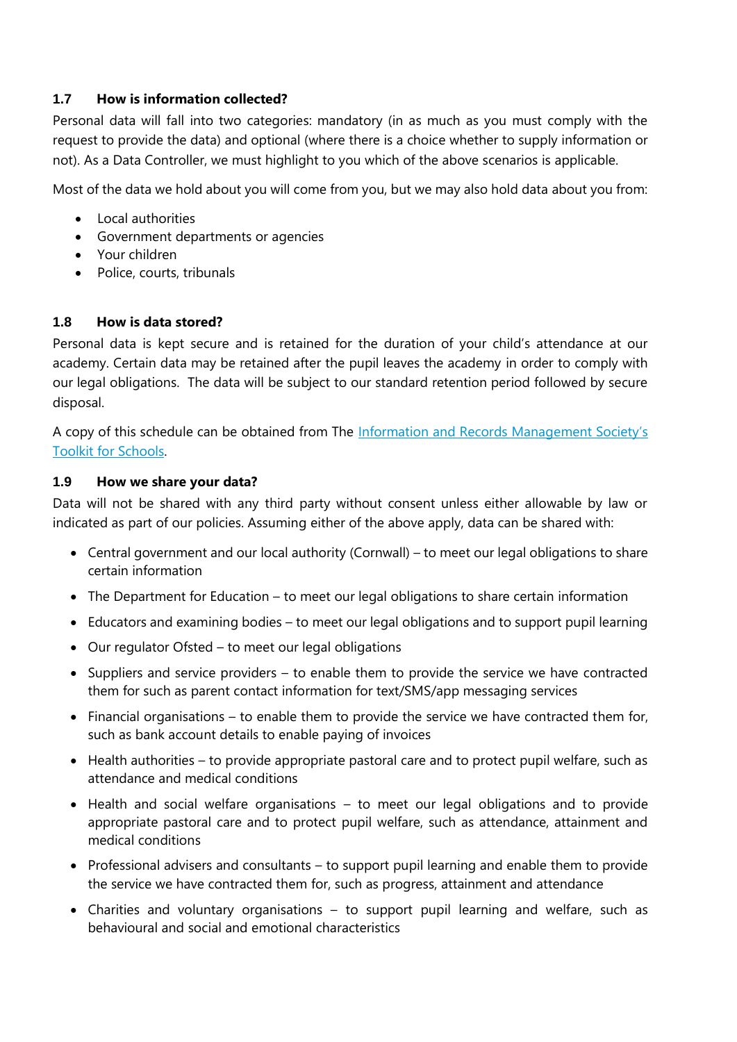### 1.7 How is information collected?

Personal data will fall into two categories: mandatory (in as much as you must comply with the request to provide the data) and optional (where there is a choice whether to supply information or not). As a Data Controller, we must highlight to you which of the above scenarios is applicable.

Most of the data we hold about you will come from you, but we may also hold data about you from:

- Local authorities
- Government departments or agencies
- Your children
- Police, courts, tribunals

### 1.8 How is data stored?

Personal data is kept secure and is retained for the duration of your child's attendance at our academy. Certain data may be retained after the pupil leaves the academy in order to comply with our legal obligations. The data will be subject to our standard retention period followed by secure disposal.

A copy of this schedule can be obtained from The Information and Records Management Society's Toolkit for Schools.

### 1.9 How we share your data?

Data will not be shared with any third party without consent unless either allowable by law or indicated as part of our policies. Assuming either of the above apply, data can be shared with:

- Central government and our local authority (Cornwall) – to meet our legal obligations to share certain information
- The Department for Education – to meet our legal obligations to share certain information
- Educators and examining bodies – to meet our legal obligations and to support pupil learning
- Our regulator Ofsted – to meet our legal obligations
- Suppliers and service providers – to enable them to provide the service we have contracted them for such as parent contact information for text/SMS/app messaging services
- Financial organisations – to enable them to provide the service we have contracted them for, such as bank account details to enable paying of invoices
- Health authorities – to provide appropriate pastoral care and to protect pupil welfare, such as attendance and medical conditions
- Health and social welfare organisations – to meet our legal obligations and to provide appropriate pastoral care and to protect pupil welfare, such as attendance, attainment and medical conditions
- Professional advisers and consultants – to support pupil learning and enable them to provide the service we have contracted them for, such as progress, attainment and attendance
- Charities and voluntary organisations – to support pupil learning and welfare, such as behavioural and social and emotional characteristics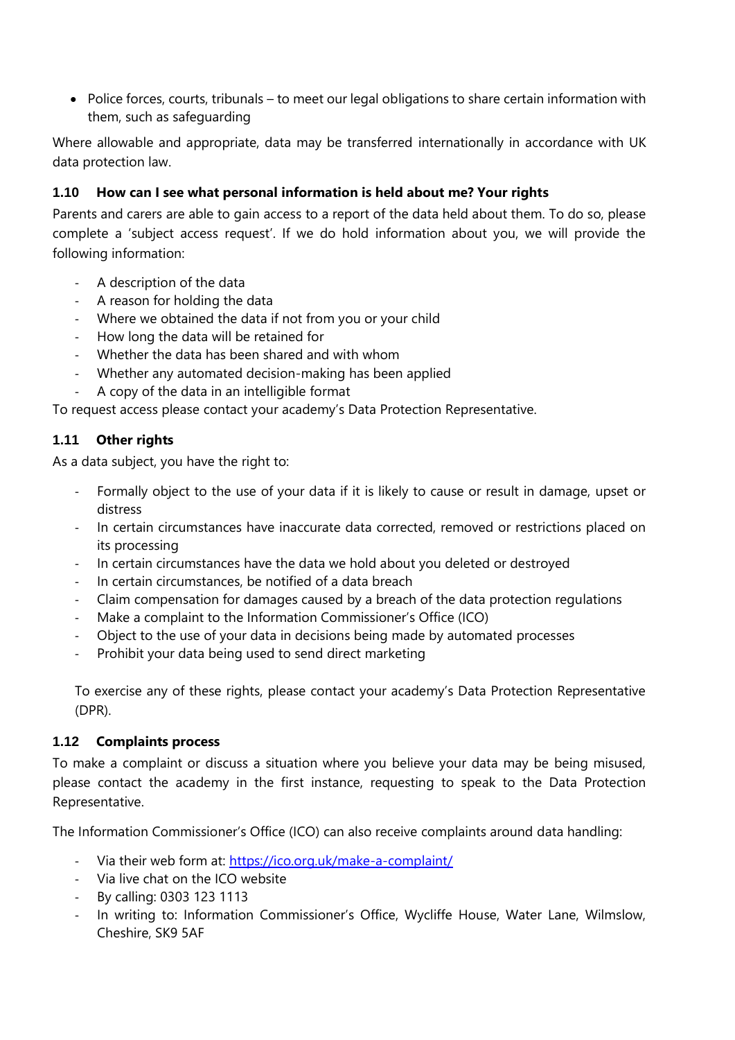- Police forces, courts, tribunals – to meet our legal obligations to share certain information with them, such as safeguarding

Where allowable and appropriate, data may be transferred internationally in accordance with UK data protection law.

### 1.10 How can I see what personal information is held about me? Your rights

Parents and carers are able to gain access to a report of the data held about them. To do so, please complete a 'subject access request'. If we do hold information about you, we will provide the following information:

- A description of the data
- A reason for holding the data
- Where we obtained the data if not from you or your child
- How long the data will be retained for
- Whether the data has been shared and with whom
- Whether any automated decision-making has been applied
- A copy of the data in an intelligible format

To request access please contact your academy's Data Protection Representative.

### 1.11 Other rights

As a data subject, you have the right to:

- Formally object to the use of your data if it is likely to cause or result in damage, upset or distress
- In certain circumstances have inaccurate data corrected, removed or restrictions placed on its processing
- In certain circumstances have the data we hold about you deleted or destroyed
- In certain circumstances, be notified of a data breach
- Claim compensation for damages caused by a breach of the data protection regulations
- Make a complaint to the Information Commissioner's Office (ICO)
- Object to the use of your data in decisions being made by automated processes
- Prohibit your data being used to send direct marketing

To exercise any of these rights, please contact your academy's Data Protection Representative (DPR).

### 1.12 Complaints process

To make a complaint or discuss a situation where you believe your data may be being misused, please contact the academy in the first instance, requesting to speak to the Data Protection Representative.

The Information Commissioner's Office (ICO) can also receive complaints around data handling:

- Via their web form at: [https://ico.org.uk/make-a-complaint/](https://ico.org.uk/make-a-complaint/)
- Via live chat on the ICO website
- By calling: 0303 123 1113
- In writing to: Information Commissioner's Office, Wycliffe House, Water Lane, Wilmslow, Cheshire, SK9 5AF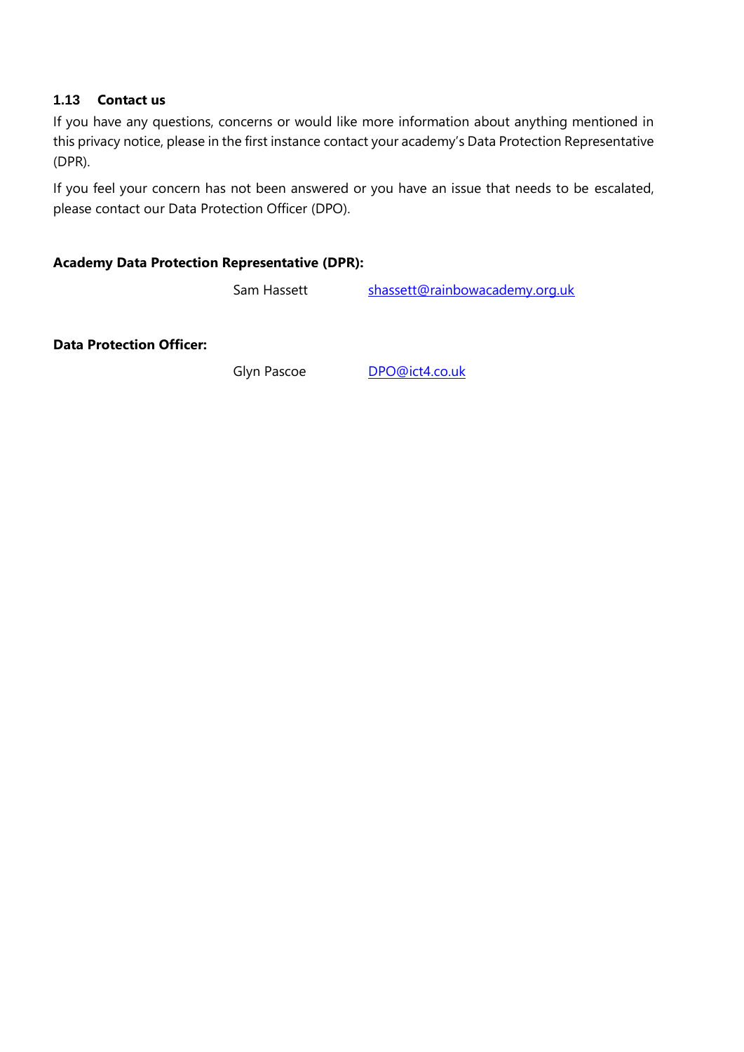### 1.13 Contact us

If you have any questions, concerns or would like more information about anything mentioned in this privacy notice, please in the first instance contact your academy's Data Protection Representative (DPR).

If you feel your concern has not been answered or you have an issue that needs to be escalated, please contact our Data Protection Officer (DPO).

**Academy Data Protection Representative (DPR):**

Sam Hassett shassett@rainbowacademy.org.uk

**Data Protection Officer:**

Glyn Pascoe DPO@ict4.co.uk